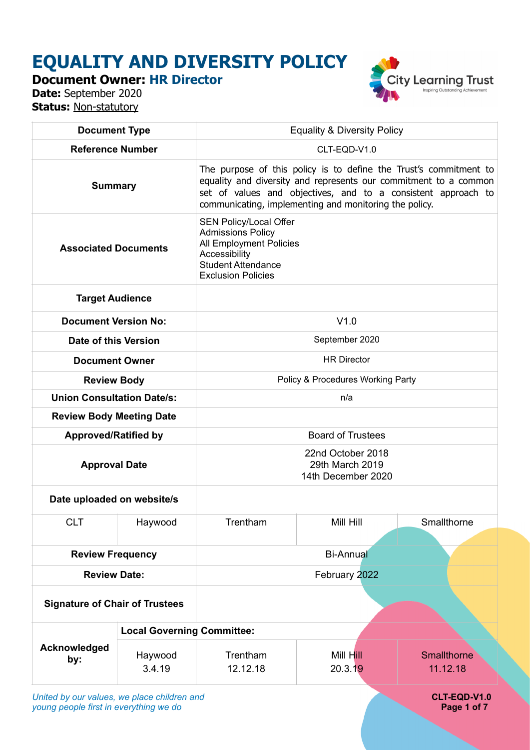# EQUALITY AND DIVERSITY POLICY

**Document Owner:** **HR Director**
**Date:** September 2020
**Status:** Non-statutory

| | | | | |
|---|---|---|---|---|
| **Document Type** | | Equality & Diversity Policy | | |
| **Reference Number** | | CLT-EQD-V1.0 | | |
| **Summary** | | The purpose of this policy is to define the Trust's commitment to equality and diversity and represents our commitment to a common set of values and objectives, and to a consistent approach to communicating, implementing and monitoring the policy. | | |
| **Associated Documents** | | SEN Policy/Local Offer<br>Admissions Policy<br>All Employment Policies<br>Accessibility<br>Student Attendance<br>Exclusion Policies | | |
| **Target Audience** | | | | |
| **Document Version No:** | | V1.0 | | |
| **Date of this Version** | | September 2020 | | |
| **Document Owner** | | HR Director | | |
| **Review Body** | | Policy & Procedures Working Party | | |
| **Union Consultation Date/s:** | | n/a | | |
| **Review Body Meeting Date** | | | | |
| **Approved/Ratified by** | | Board of Trustees | | |
| **Approval Date** | | 22nd October 2018<br>29th March 2019<br>14th December 2020 | | |
| **Date uploaded on website/s** | | | | |
| CLT | Haywood | Trentham | Mill Hill | Smallthorne |
| **Review Frequency** | | Bi-Annual | | |
| **Review Date:** | | February 2022 | | |
| **Signature of Chair of Trustees** | | | | |
| **Acknowledged by:** | **Local Governing Committee:** | | | |
| | Haywood<br>3.4.19 | Trentham<br>12.12.18 | Mill Hill<br>20.3.19 | Smallthorne<br>11.12.18 |

*United by our values, we place children and young people first in everything we do*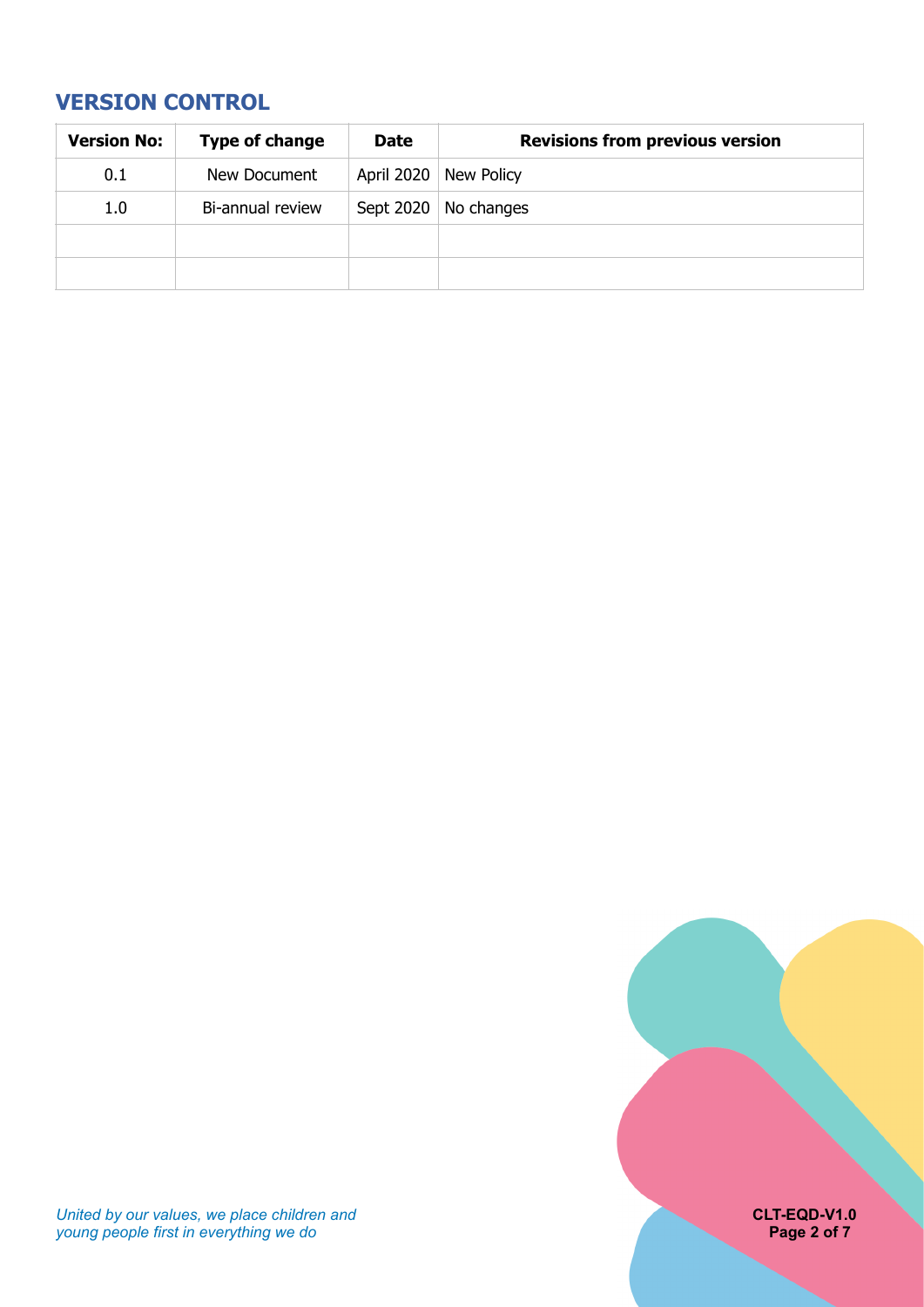## VERSION CONTROL

| Version No: | Type of change | Date | Revisions from previous version |
|---|---|---|---|
| 0.1 | New Document | April 2020 | New Policy |
| 1.0 | Bi-annual review | Sept 2020 | No changes |
| | | | |
| | | | |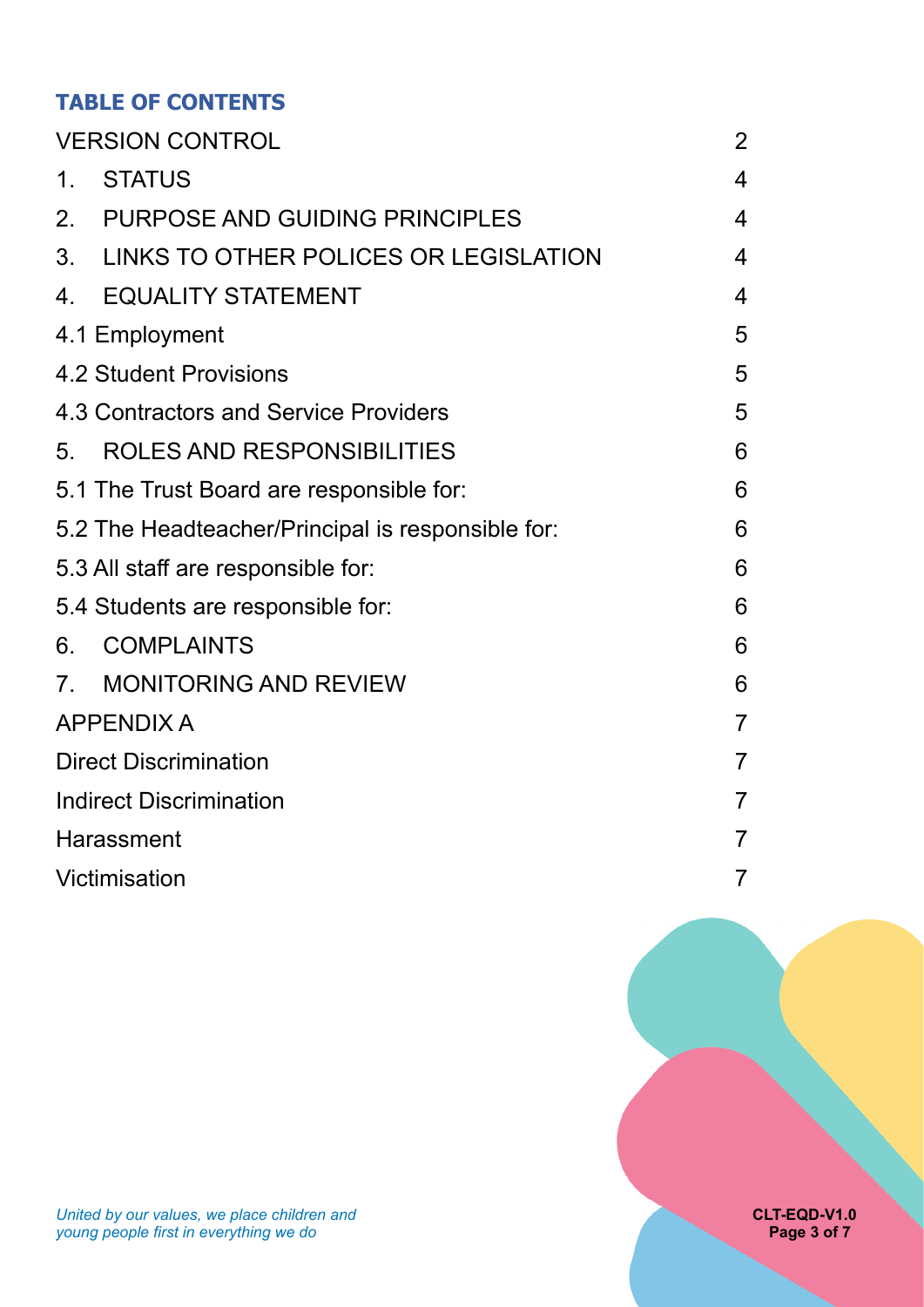## TABLE OF CONTENTS

| | |
|---|---|
| VERSION CONTROL | 2 |
| 1. STATUS | 4 |
| 2. PURPOSE AND GUIDING PRINCIPLES | 4 |
| 3. LINKS TO OTHER POLICES OR LEGISLATION | 4 |
| 4. EQUALITY STATEMENT | 4 |
| 4.1 Employment | 5 |
| 4.2 Student Provisions | 5 |
| 4.3 Contractors and Service Providers | 5 |
| 5. ROLES AND RESPONSIBILITIES | 6 |
| 5.1 The Trust Board are responsible for: | 6 |
| 5.2 The Headteacher/Principal is responsible for: | 6 |
| 5.3 All staff are responsible for: | 6 |
| 5.4 Students are responsible for: | 6 |
| 6. COMPLAINTS | 6 |
| 7. MONITORING AND REVIEW | 6 |
| APPENDIX A | 7 |
| Direct Discrimination | 7 |
| Indirect Discrimination | 7 |
| Harassment | 7 |
| Victimisation | 7 |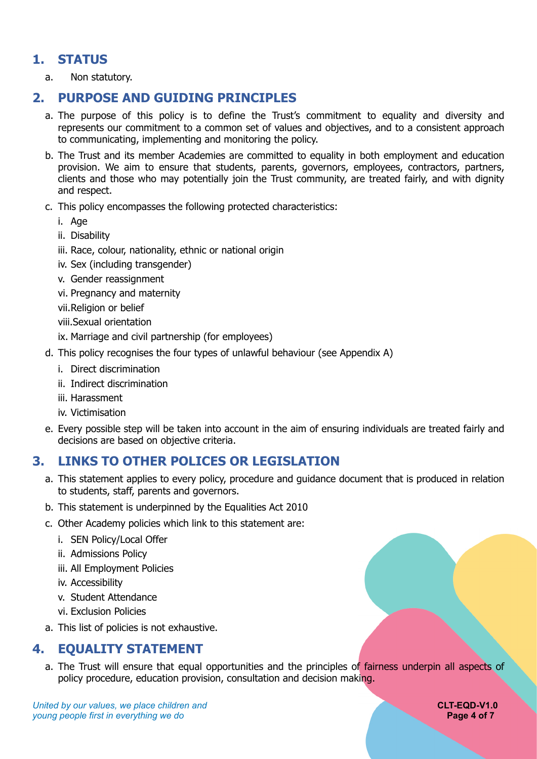## 1. STATUS

a. Non statutory.

## 2. PURPOSE AND GUIDING PRINCIPLES

a. The purpose of this policy is to define the Trust's commitment to equality and diversity and represents our commitment to a common set of values and objectives, and to a consistent approach to communicating, implementing and monitoring the policy.

b. The Trust and its member Academies are committed to equality in both employment and education provision. We aim to ensure that students, parents, governors, employees, contractors, partners, clients and those who may potentially join the Trust community, are treated fairly, and with dignity and respect.

c. This policy encompasses the following protected characteristics:

   i. Age
   ii. Disability
   iii. Race, colour, nationality, ethnic or national origin
   iv. Sex (including transgender)
   v. Gender reassignment
   vi. Pregnancy and maternity
   vii. Religion or belief
   viii. Sexual orientation
   ix. Marriage and civil partnership (for employees)

d. This policy recognises the four types of unlawful behaviour (see Appendix A)

   i. Direct discrimination
   ii. Indirect discrimination
   iii. Harassment
   iv. Victimisation

e. Every possible step will be taken into account in the aim of ensuring individuals are treated fairly and decisions are based on objective criteria.

## 3. LINKS TO OTHER POLICES OR LEGISLATION

a. This statement applies to every policy, procedure and guidance document that is produced in relation to students, staff, parents and governors.

b. This statement is underpinned by the Equalities Act 2010

c. Other Academy policies which link to this statement are:

   i. SEN Policy/Local Offer
   ii. Admissions Policy
   iii. All Employment Policies
   iv. Accessibility
   v. Student Attendance
   vi. Exclusion Policies

a. This list of policies is not exhaustive.

## 4. EQUALITY STATEMENT

a. The Trust will ensure that equal opportunities and the principles of fairness underpin all aspects of policy procedure, education provision, consultation and decision making.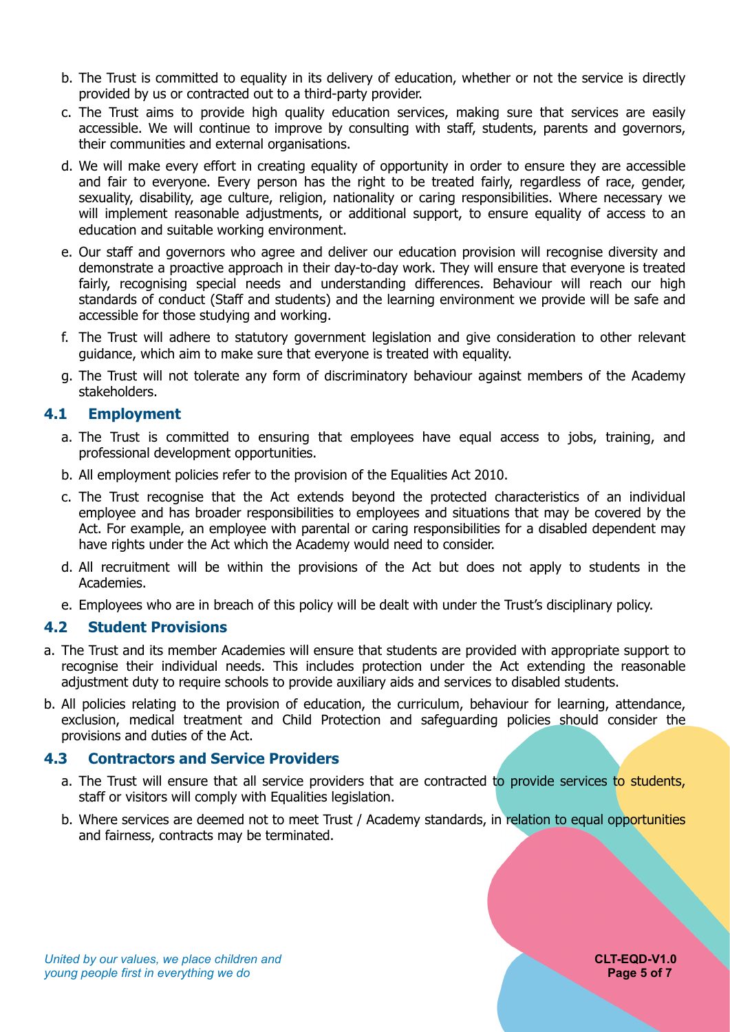b. The Trust is committed to equality in its delivery of education, whether or not the service is directly provided by us or contracted out to a third-party provider.

c. The Trust aims to provide high quality education services, making sure that services are easily accessible. We will continue to improve by consulting with staff, students, parents and governors, their communities and external organisations.

d. We will make every effort in creating equality of opportunity in order to ensure they are accessible and fair to everyone. Every person has the right to be treated fairly, regardless of race, gender, sexuality, disability, age culture, religion, nationality or caring responsibilities. Where necessary we will implement reasonable adjustments, or additional support, to ensure equality of access to an education and suitable working environment.

e. Our staff and governors who agree and deliver our education provision will recognise diversity and demonstrate a proactive approach in their day-to-day work. They will ensure that everyone is treated fairly, recognising special needs and understanding differences. Behaviour will reach our high standards of conduct (Staff and students) and the learning environment we provide will be safe and accessible for those studying and working.

f. The Trust will adhere to statutory government legislation and give consideration to other relevant guidance, which aim to make sure that everyone is treated with equality.

g. The Trust will not tolerate any form of discriminatory behaviour against members of the Academy stakeholders.

## 4.1 Employment

a. The Trust is committed to ensuring that employees have equal access to jobs, training, and professional development opportunities.

b. All employment policies refer to the provision of the Equalities Act 2010.

c. The Trust recognise that the Act extends beyond the protected characteristics of an individual employee and has broader responsibilities to employees and situations that may be covered by the Act. For example, an employee with parental or caring responsibilities for a disabled dependent may have rights under the Act which the Academy would need to consider.

d. All recruitment will be within the provisions of the Act but does not apply to students in the Academies.

e. Employees who are in breach of this policy will be dealt with under the Trust's disciplinary policy.

## 4.2 Student Provisions

a. The Trust and its member Academies will ensure that students are provided with appropriate support to recognise their individual needs. This includes protection under the Act extending the reasonable adjustment duty to require schools to provide auxiliary aids and services to disabled students.

b. All policies relating to the provision of education, the curriculum, behaviour for learning, attendance, exclusion, medical treatment and Child Protection and safeguarding policies should consider the provisions and duties of the Act.

## 4.3 Contractors and Service Providers

a. The Trust will ensure that all service providers that are contracted to provide services to students, staff or visitors will comply with Equalities legislation.

b. Where services are deemed not to meet Trust / Academy standards, in relation to equal opportunities and fairness, contracts may be terminated.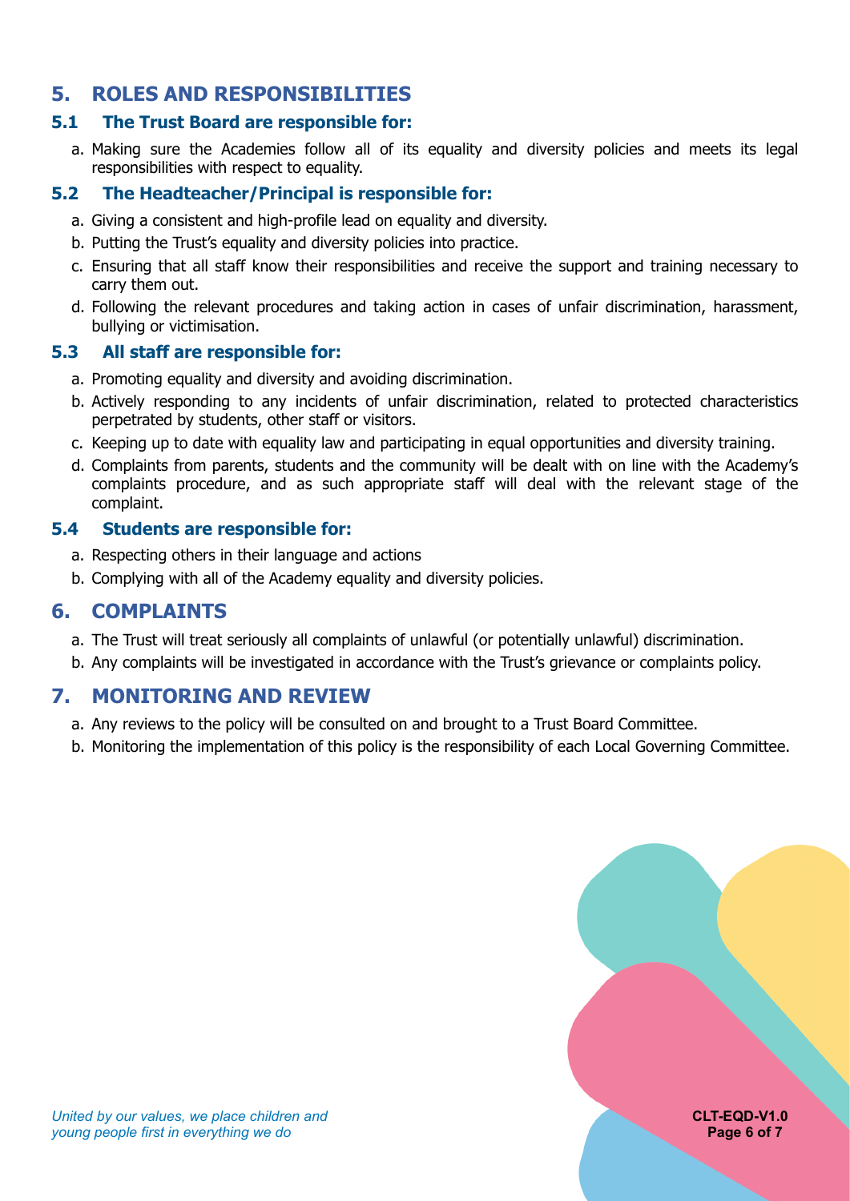## 5. ROLES AND RESPONSIBILITIES

### 5.1 The Trust Board are responsible for:

a. Making sure the Academies follow all of its equality and diversity policies and meets its legal responsibilities with respect to equality.

### 5.2 The Headteacher/Principal is responsible for:

a. Giving a consistent and high-profile lead on equality and diversity.
b. Putting the Trust's equality and diversity policies into practice.
c. Ensuring that all staff know their responsibilities and receive the support and training necessary to carry them out.
d. Following the relevant procedures and taking action in cases of unfair discrimination, harassment, bullying or victimisation.

### 5.3 All staff are responsible for:

a. Promoting equality and diversity and avoiding discrimination.
b. Actively responding to any incidents of unfair discrimination, related to protected characteristics perpetrated by students, other staff or visitors.
c. Keeping up to date with equality law and participating in equal opportunities and diversity training.
d. Complaints from parents, students and the community will be dealt with on line with the Academy's complaints procedure, and as such appropriate staff will deal with the relevant stage of the complaint.

### 5.4 Students are responsible for:

a. Respecting others in their language and actions
b. Complying with all of the Academy equality and diversity policies.

## 6. COMPLAINTS

a. The Trust will treat seriously all complaints of unlawful (or potentially unlawful) discrimination.
b. Any complaints will be investigated in accordance with the Trust's grievance or complaints policy.

## 7. MONITORING AND REVIEW

a. Any reviews to the policy will be consulted on and brought to a Trust Board Committee.
b. Monitoring the implementation of this policy is the responsibility of each Local Governing Committee.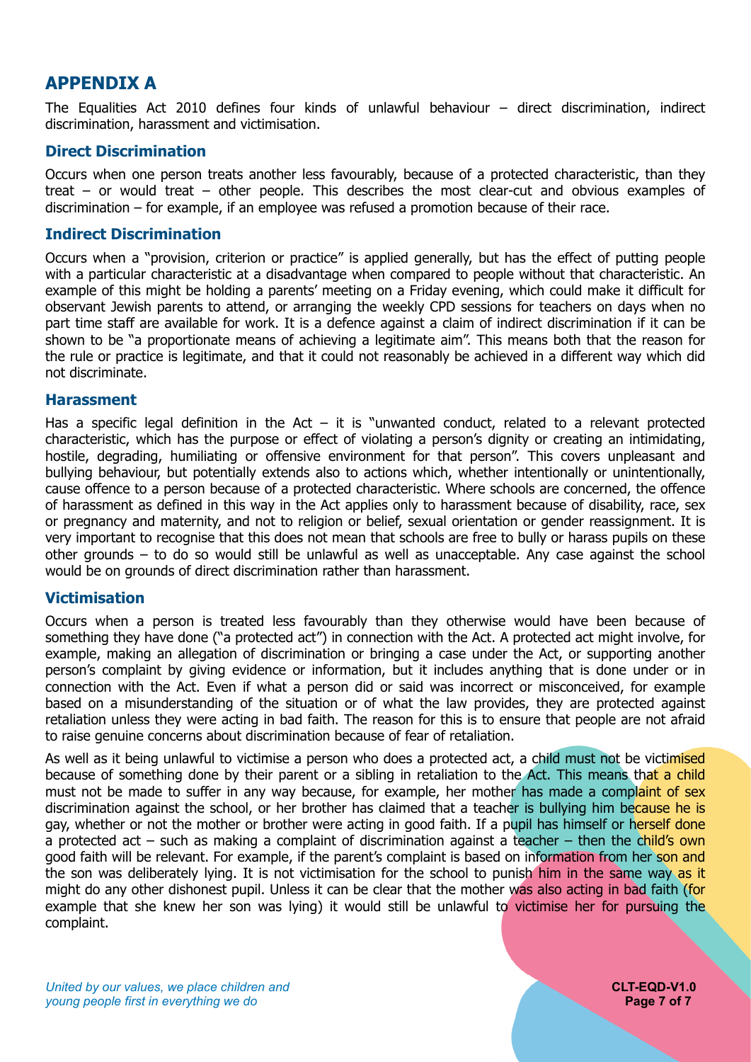## APPENDIX A

The Equalities Act 2010 defines four kinds of unlawful behaviour – direct discrimination, indirect discrimination, harassment and victimisation.

### Direct Discrimination

Occurs when one person treats another less favourably, because of a protected characteristic, than they treat – or would treat – other people. This describes the most clear-cut and obvious examples of discrimination – for example, if an employee was refused a promotion because of their race.

### Indirect Discrimination

Occurs when a "provision, criterion or practice" is applied generally, but has the effect of putting people with a particular characteristic at a disadvantage when compared to people without that characteristic. An example of this might be holding a parents' meeting on a Friday evening, which could make it difficult for observant Jewish parents to attend, or arranging the weekly CPD sessions for teachers on days when no part time staff are available for work. It is a defence against a claim of indirect discrimination if it can be shown to be "a proportionate means of achieving a legitimate aim". This means both that the reason for the rule or practice is legitimate, and that it could not reasonably be achieved in a different way which did not discriminate.

### Harassment

Has a specific legal definition in the Act – it is "unwanted conduct, related to a relevant protected characteristic, which has the purpose or effect of violating a person's dignity or creating an intimidating, hostile, degrading, humiliating or offensive environment for that person". This covers unpleasant and bullying behaviour, but potentially extends also to actions which, whether intentionally or unintentionally, cause offence to a person because of a protected characteristic. Where schools are concerned, the offence of harassment as defined in this way in the Act applies only to harassment because of disability, race, sex or pregnancy and maternity, and not to religion or belief, sexual orientation or gender reassignment. It is very important to recognise that this does not mean that schools are free to bully or harass pupils on these other grounds – to do so would still be unlawful as well as unacceptable. Any case against the school would be on grounds of direct discrimination rather than harassment.

### Victimisation

Occurs when a person is treated less favourably than they otherwise would have been because of something they have done ("a protected act") in connection with the Act. A protected act might involve, for example, making an allegation of discrimination or bringing a case under the Act, or supporting another person's complaint by giving evidence or information, but it includes anything that is done under or in connection with the Act. Even if what a person did or said was incorrect or misconceived, for example based on a misunderstanding of the situation or of what the law provides, they are protected against retaliation unless they were acting in bad faith. The reason for this is to ensure that people are not afraid to raise genuine concerns about discrimination because of fear of retaliation.

As well as it being unlawful to victimise a person who does a protected act, a child must not be victimised because of something done by their parent or a sibling in retaliation to the Act. This means that a child must not be made to suffer in any way because, for example, her mother has made a complaint of sex discrimination against the school, or her brother has claimed that a teacher is bullying him because he is gay, whether or not the mother or brother were acting in good faith. If a pupil has himself or herself done a protected act – such as making a complaint of discrimination against a teacher – then the child's own good faith will be relevant. For example, if the parent's complaint is based on information from her son and the son was deliberately lying. It is not victimisation for the school to punish him in the same way as it might do any other dishonest pupil. Unless it can be clear that the mother was also acting in bad faith (for example that she knew her son was lying) it would still be unlawful to victimise her for pursuing the complaint.